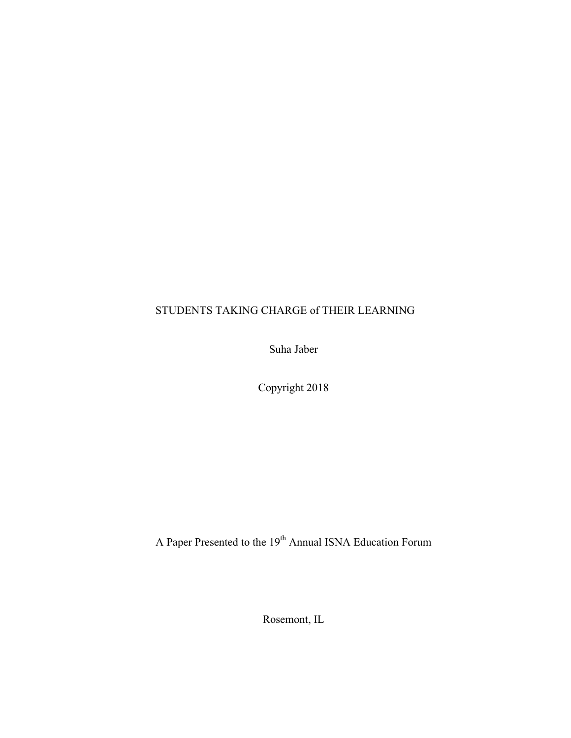# STUDENTS TAKING CHARGE of THEIR LEARNING

Suha Jaber

Copyright 2018

A Paper Presented to the 19th Annual ISNA Education Forum

Rosemont, IL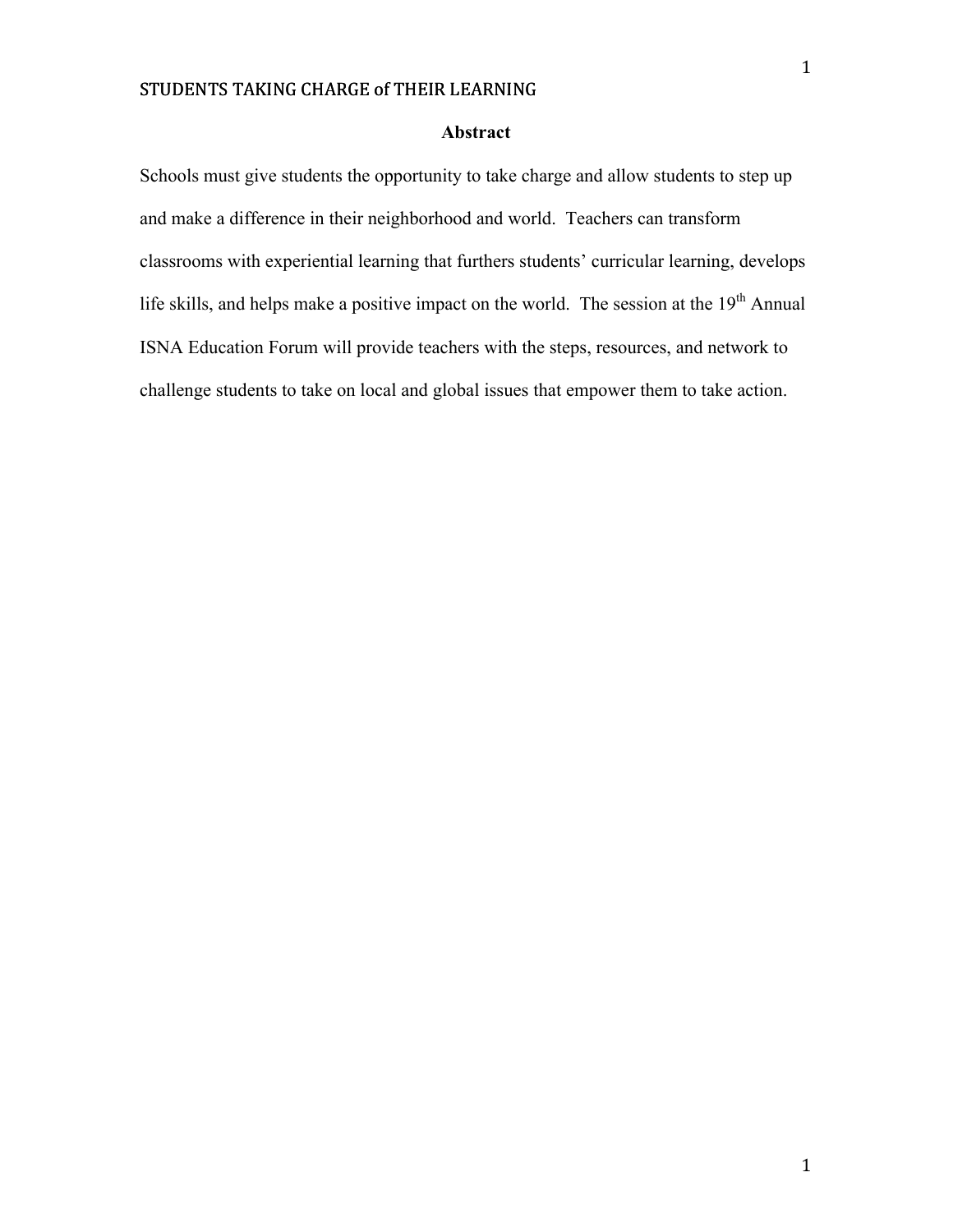## Abstract

Schools must give students the opportunity to take charge and allow students to step up and make a difference in their neighborhood and world. Teachers can transform classrooms with experiential learning that furthers students' curricular learning, develops life skills, and helps make a positive impact on the world. The session at the 19th Annual ISNA Education Forum will provide teachers with the steps, resources, and network to challenge students to take on local and global issues that empower them to take action.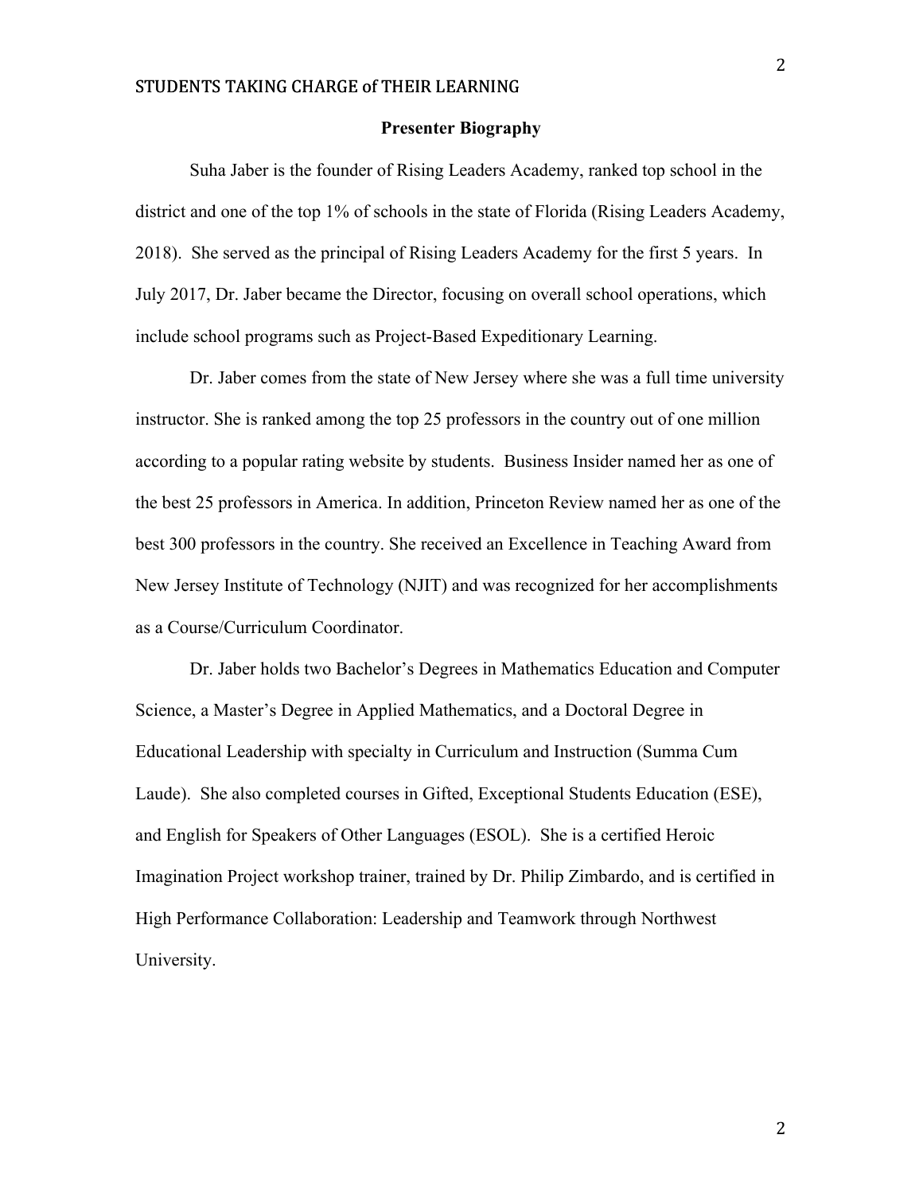## Presenter Biography

Suha Jaber is the founder of Rising Leaders Academy, ranked top school in the district and one of the top 1% of schools in the state of Florida (Rising Leaders Academy, 2018). She served as the principal of Rising Leaders Academy for the first 5 years. In July 2017, Dr. Jaber became the Director, focusing on overall school operations, which include school programs such as Project-Based Expeditionary Learning.

Dr. Jaber comes from the state of New Jersey where she was a full time university instructor. She is ranked among the top 25 professors in the country out of one million according to a popular rating website by students. Business Insider named her as one of the best 25 professors in America. In addition, Princeton Review named her as one of the best 300 professors in the country. She received an Excellence in Teaching Award from New Jersey Institute of Technology (NJIT) and was recognized for her accomplishments as a Course/Curriculum Coordinator.

Dr. Jaber holds two Bachelor's Degrees in Mathematics Education and Computer Science, a Master's Degree in Applied Mathematics, and a Doctoral Degree in Educational Leadership with specialty in Curriculum and Instruction (Summa Cum Laude). She also completed courses in Gifted, Exceptional Students Education (ESE), and English for Speakers of Other Languages (ESOL). She is a certified Heroic Imagination Project workshop trainer, trained by Dr. Philip Zimbardo, and is certified in High Performance Collaboration: Leadership and Teamwork through Northwest University.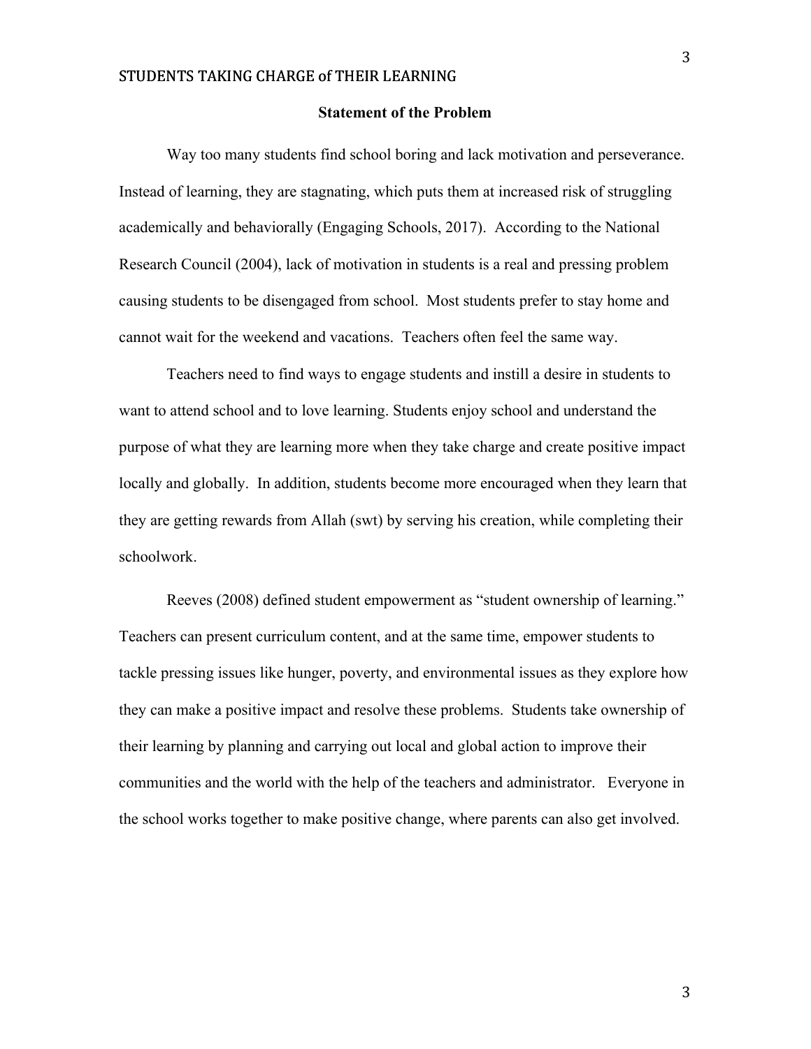## Statement of the Problem

Way too many students find school boring and lack motivation and perseverance. Instead of learning, they are stagnating, which puts them at increased risk of struggling academically and behaviorally (Engaging Schools, 2017). According to the National Research Council (2004), lack of motivation in students is a real and pressing problem causing students to be disengaged from school. Most students prefer to stay home and cannot wait for the weekend and vacations. Teachers often feel the same way.

Teachers need to find ways to engage students and instill a desire in students to want to attend school and to love learning. Students enjoy school and understand the purpose of what they are learning more when they take charge and create positive impact locally and globally. In addition, students become more encouraged when they learn that they are getting rewards from Allah (swt) by serving his creation, while completing their schoolwork.

Reeves (2008) defined student empowerment as "student ownership of learning." Teachers can present curriculum content, and at the same time, empower students to tackle pressing issues like hunger, poverty, and environmental issues as they explore how they can make a positive impact and resolve these problems. Students take ownership of their learning by planning and carrying out local and global action to improve their communities and the world with the help of the teachers and administrator. Everyone in the school works together to make positive change, where parents can also get involved.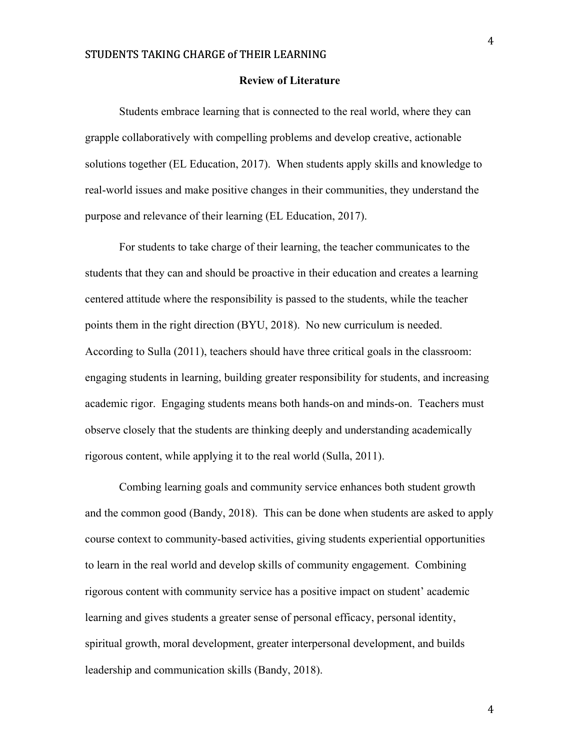## Review of Literature

Students embrace learning that is connected to the real world, where they can grapple collaboratively with compelling problems and develop creative, actionable solutions together (EL Education, 2017). When students apply skills and knowledge to real-world issues and make positive changes in their communities, they understand the purpose and relevance of their learning (EL Education, 2017).

For students to take charge of their learning, the teacher communicates to the students that they can and should be proactive in their education and creates a learning centered attitude where the responsibility is passed to the students, while the teacher points them in the right direction (BYU, 2018). No new curriculum is needed. According to Sulla (2011), teachers should have three critical goals in the classroom: engaging students in learning, building greater responsibility for students, and increasing academic rigor. Engaging students means both hands-on and minds-on. Teachers must observe closely that the students are thinking deeply and understanding academically rigorous content, while applying it to the real world (Sulla, 2011).

Combing learning goals and community service enhances both student growth and the common good (Bandy, 2018). This can be done when students are asked to apply course context to community-based activities, giving students experiential opportunities to learn in the real world and develop skills of community engagement. Combining rigorous content with community service has a positive impact on student' academic learning and gives students a greater sense of personal efficacy, personal identity, spiritual growth, moral development, greater interpersonal development, and builds leadership and communication skills (Bandy, 2018).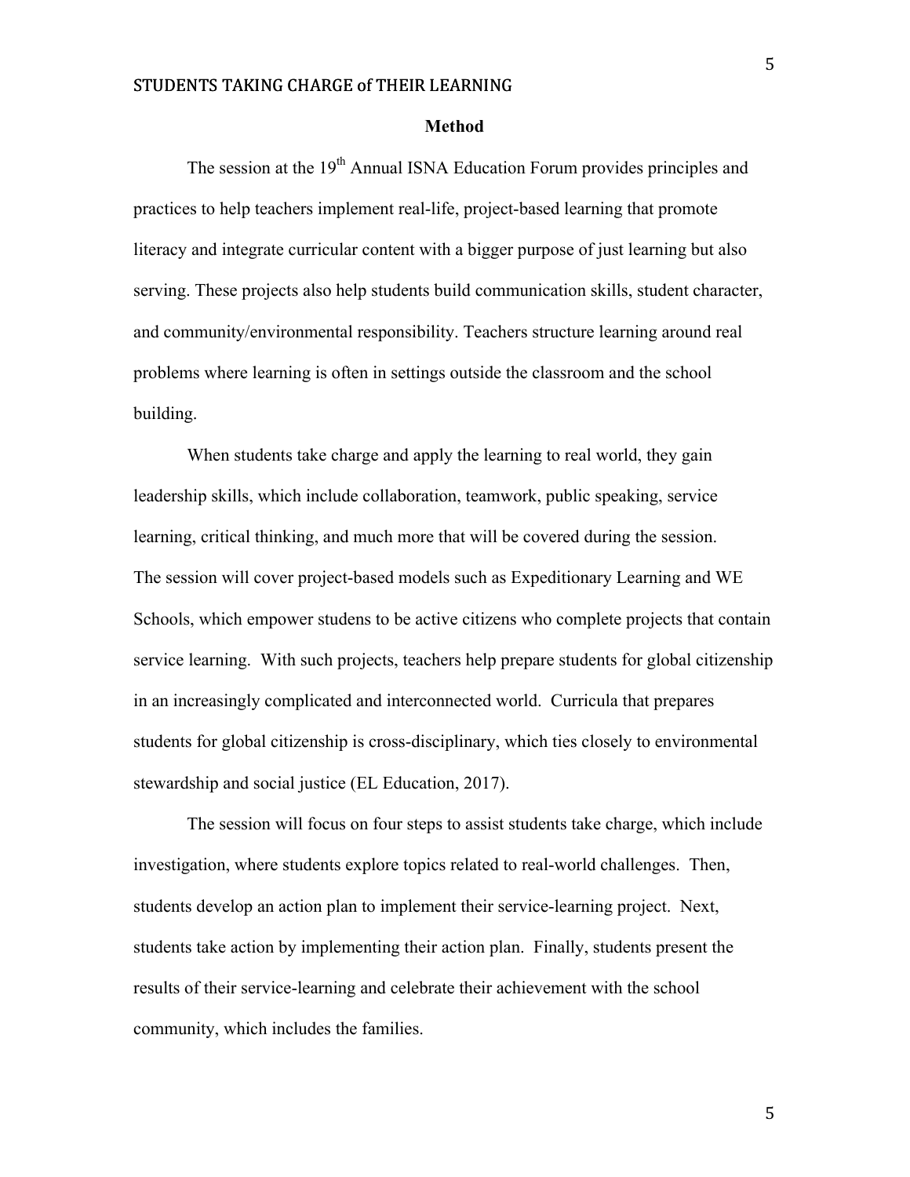## Method

The session at the 19th Annual ISNA Education Forum provides principles and practices to help teachers implement real-life, project-based learning that promote literacy and integrate curricular content with a bigger purpose of just learning but also serving. These projects also help students build communication skills, student character, and community/environmental responsibility. Teachers structure learning around real problems where learning is often in settings outside the classroom and the school building.

When students take charge and apply the learning to real world, they gain leadership skills, which include collaboration, teamwork, public speaking, service learning, critical thinking, and much more that will be covered during the session. The session will cover project-based models such as Expeditionary Learning and WE Schools, which empower studens to be active citizens who complete projects that contain service learning. With such projects, teachers help prepare students for global citizenship in an increasingly complicated and interconnected world. Curricula that prepares students for global citizenship is cross-disciplinary, which ties closely to environmental stewardship and social justice (EL Education, 2017).

The session will focus on four steps to assist students take charge, which include investigation, where students explore topics related to real-world challenges. Then, students develop an action plan to implement their service-learning project. Next, students take action by implementing their action plan. Finally, students present the results of their service-learning and celebrate their achievement with the school community, which includes the families.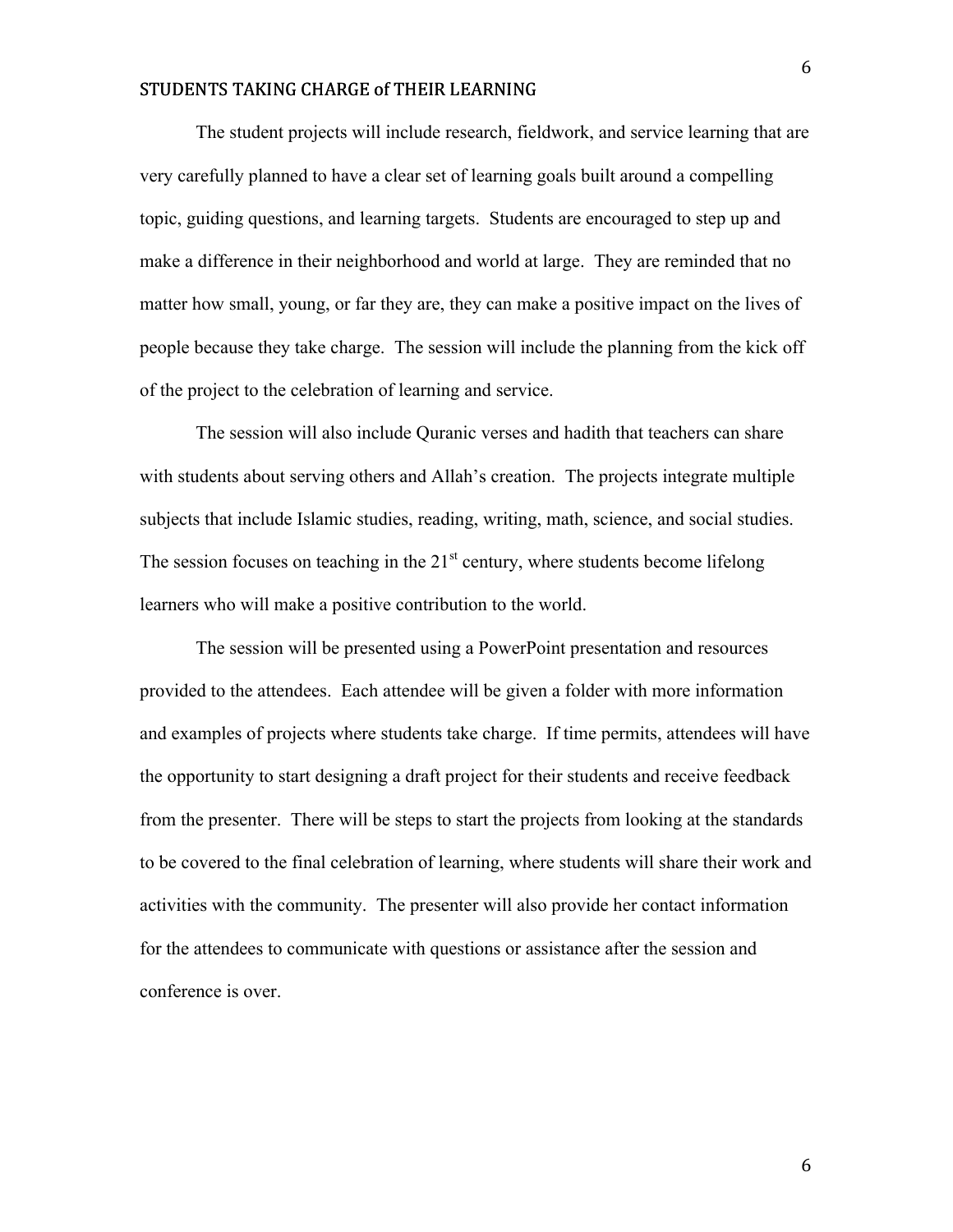The student projects will include research, fieldwork, and service learning that are very carefully planned to have a clear set of learning goals built around a compelling topic, guiding questions, and learning targets. Students are encouraged to step up and make a difference in their neighborhood and world at large. They are reminded that no matter how small, young, or far they are, they can make a positive impact on the lives of people because they take charge. The session will include the planning from the kick off of the project to the celebration of learning and service.

The session will also include Quranic verses and hadith that teachers can share with students about serving others and Allah's creation. The projects integrate multiple subjects that include Islamic studies, reading, writing, math, science, and social studies. The session focuses on teaching in the 21st century, where students become lifelong learners who will make a positive contribution to the world.

The session will be presented using a PowerPoint presentation and resources provided to the attendees. Each attendee will be given a folder with more information and examples of projects where students take charge. If time permits, attendees will have the opportunity to start designing a draft project for their students and receive feedback from the presenter. There will be steps to start the projects from looking at the standards to be covered to the final celebration of learning, where students will share their work and activities with the community. The presenter will also provide her contact information for the attendees to communicate with questions or assistance after the session and conference is over.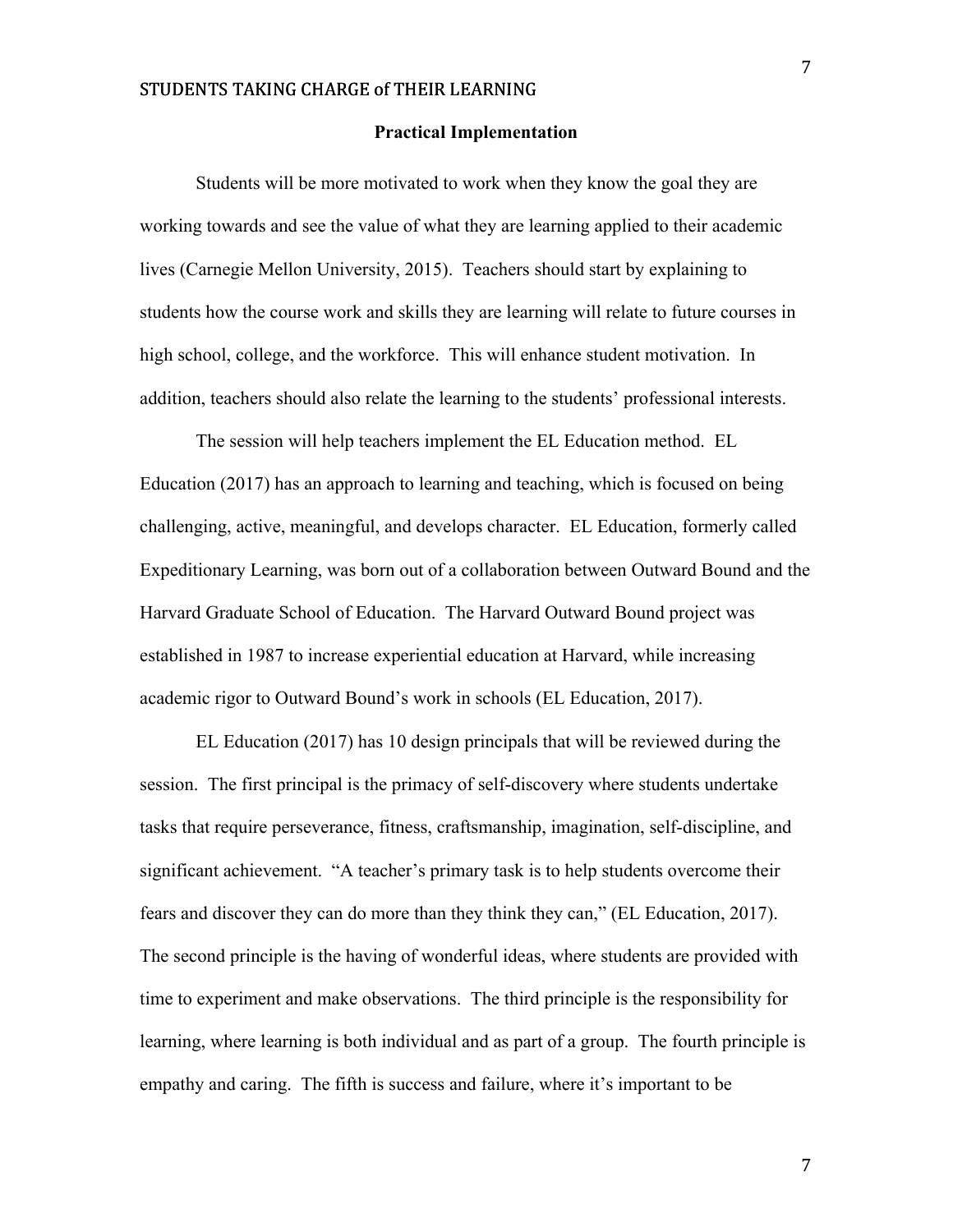## Practical Implementation

Students will be more motivated to work when they know the goal they are working towards and see the value of what they are learning applied to their academic lives (Carnegie Mellon University, 2015). Teachers should start by explaining to students how the course work and skills they are learning will relate to future courses in high school, college, and the workforce. This will enhance student motivation. In addition, teachers should also relate the learning to the students' professional interests.

The session will help teachers implement the EL Education method. EL Education (2017) has an approach to learning and teaching, which is focused on being challenging, active, meaningful, and develops character. EL Education, formerly called Expeditionary Learning, was born out of a collaboration between Outward Bound and the Harvard Graduate School of Education. The Harvard Outward Bound project was established in 1987 to increase experiential education at Harvard, while increasing academic rigor to Outward Bound's work in schools (EL Education, 2017).

EL Education (2017) has 10 design principals that will be reviewed during the session. The first principal is the primacy of self-discovery where students undertake tasks that require perseverance, fitness, craftsmanship, imagination, self-discipline, and significant achievement. "A teacher's primary task is to help students overcome their fears and discover they can do more than they think they can," (EL Education, 2017). The second principle is the having of wonderful ideas, where students are provided with time to experiment and make observations. The third principle is the responsibility for learning, where learning is both individual and as part of a group. The fourth principle is empathy and caring. The fifth is success and failure, where it's important to be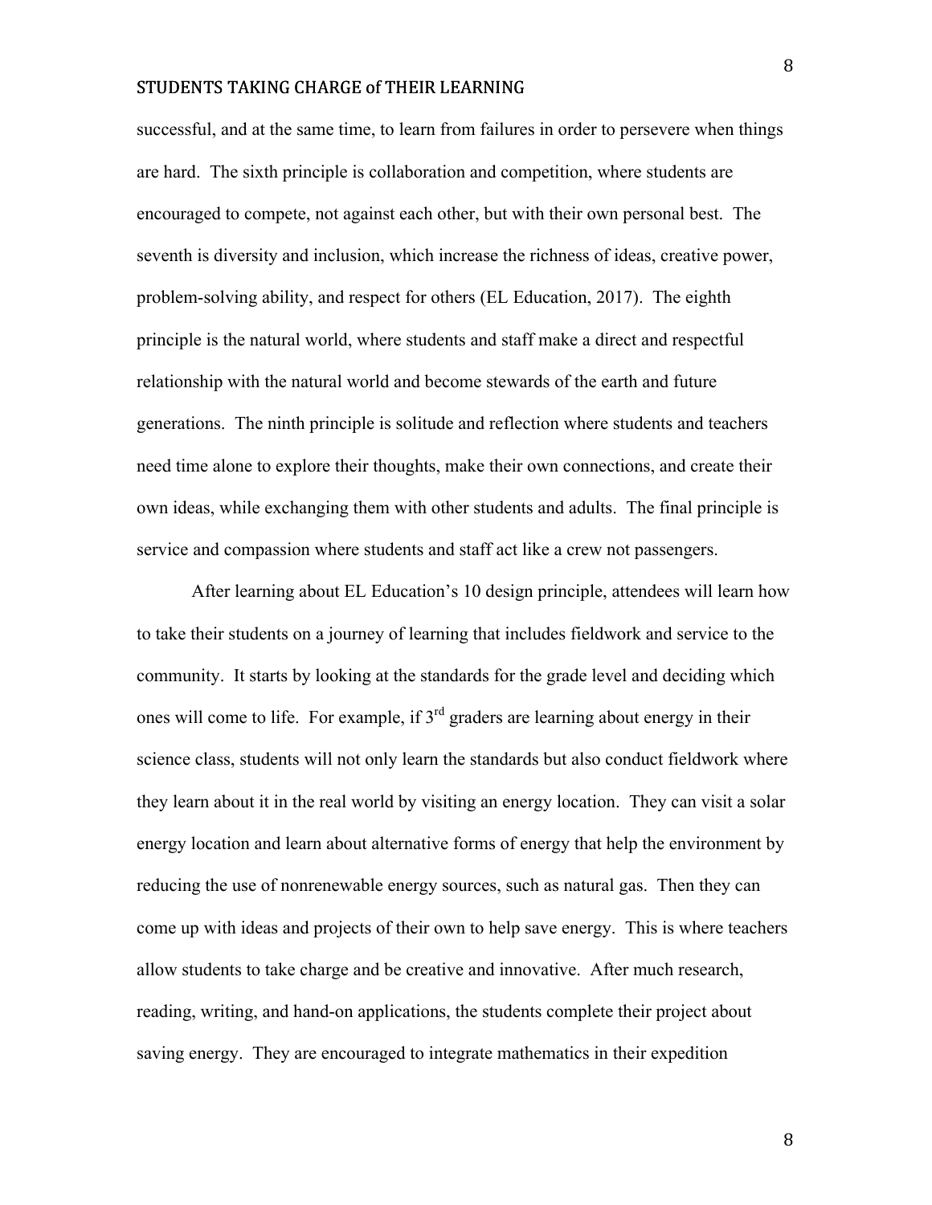successful, and at the same time, to learn from failures in order to persevere when things are hard. The sixth principle is collaboration and competition, where students are encouraged to compete, not against each other, but with their own personal best. The seventh is diversity and inclusion, which increase the richness of ideas, creative power, problem-solving ability, and respect for others (EL Education, 2017). The eighth principle is the natural world, where students and staff make a direct and respectful relationship with the natural world and become stewards of the earth and future generations. The ninth principle is solitude and reflection where students and teachers need time alone to explore their thoughts, make their own connections, and create their own ideas, while exchanging them with other students and adults. The final principle is service and compassion where students and staff act like a crew not passengers.

After learning about EL Education's 10 design principle, attendees will learn how to take their students on a journey of learning that includes fieldwork and service to the community. It starts by looking at the standards for the grade level and deciding which ones will come to life. For example, if 3rd graders are learning about energy in their science class, students will not only learn the standards but also conduct fieldwork where they learn about it in the real world by visiting an energy location. They can visit a solar energy location and learn about alternative forms of energy that help the environment by reducing the use of nonrenewable energy sources, such as natural gas. Then they can come up with ideas and projects of their own to help save energy. This is where teachers allow students to take charge and be creative and innovative. After much research, reading, writing, and hand-on applications, the students complete their project about saving energy. They are encouraged to integrate mathematics in their expedition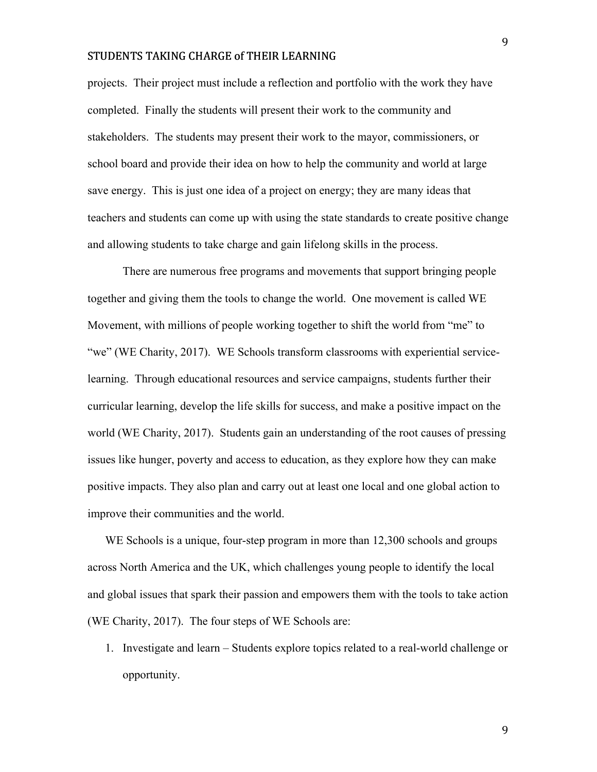projects. Their project must include a reflection and portfolio with the work they have completed. Finally the students will present their work to the community and stakeholders. The students may present their work to the mayor, commissioners, or school board and provide their idea on how to help the community and world at large save energy. This is just one idea of a project on energy; they are many ideas that teachers and students can come up with using the state standards to create positive change and allowing students to take charge and gain lifelong skills in the process.

There are numerous free programs and movements that support bringing people together and giving them the tools to change the world. One movement is called WE Movement, with millions of people working together to shift the world from "me" to "we" (WE Charity, 2017). WE Schools transform classrooms with experiential service-learning. Through educational resources and service campaigns, students further their curricular learning, develop the life skills for success, and make a positive impact on the world (WE Charity, 2017). Students gain an understanding of the root causes of pressing issues like hunger, poverty and access to education, as they explore how they can make positive impacts. They also plan and carry out at least one local and one global action to improve their communities and the world.

WE Schools is a unique, four-step program in more than 12,300 schools and groups across North America and the UK, which challenges young people to identify the local and global issues that spark their passion and empowers them with the tools to take action (WE Charity, 2017). The four steps of WE Schools are:

1. Investigate and learn – Students explore topics related to a real-world challenge or opportunity.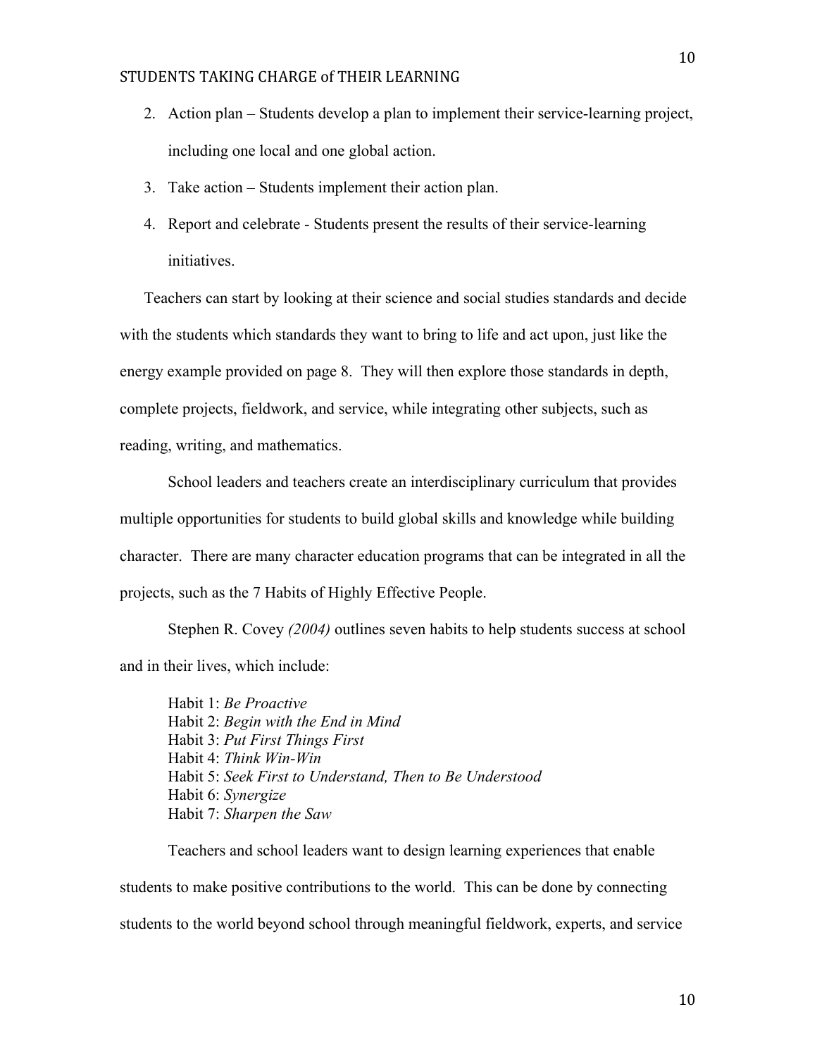2. Action plan – Students develop a plan to implement their service-learning project, including one local and one global action.
3. Take action – Students implement their action plan.
4. Report and celebrate - Students present the results of their service-learning initiatives.

Teachers can start by looking at their science and social studies standards and decide with the students which standards they want to bring to life and act upon, just like the energy example provided on page 8. They will then explore those standards in depth, complete projects, fieldwork, and service, while integrating other subjects, such as reading, writing, and mathematics.

School leaders and teachers create an interdisciplinary curriculum that provides multiple opportunities for students to build global skills and knowledge while building character. There are many character education programs that can be integrated in all the projects, such as the 7 Habits of Highly Effective People.

Stephen R. Covey *(2004)* outlines seven habits to help students success at school and in their lives, which include:

Habit 1: *Be Proactive*
Habit 2: *Begin with the End in Mind*
Habit 3: *Put First Things First*
Habit 4: *Think Win-Win*
Habit 5: *Seek First to Understand, Then to Be Understood*
Habit 6: *Synergize*
Habit 7: *Sharpen the Saw*

Teachers and school leaders want to design learning experiences that enable students to make positive contributions to the world. This can be done by connecting students to the world beyond school through meaningful fieldwork, experts, and service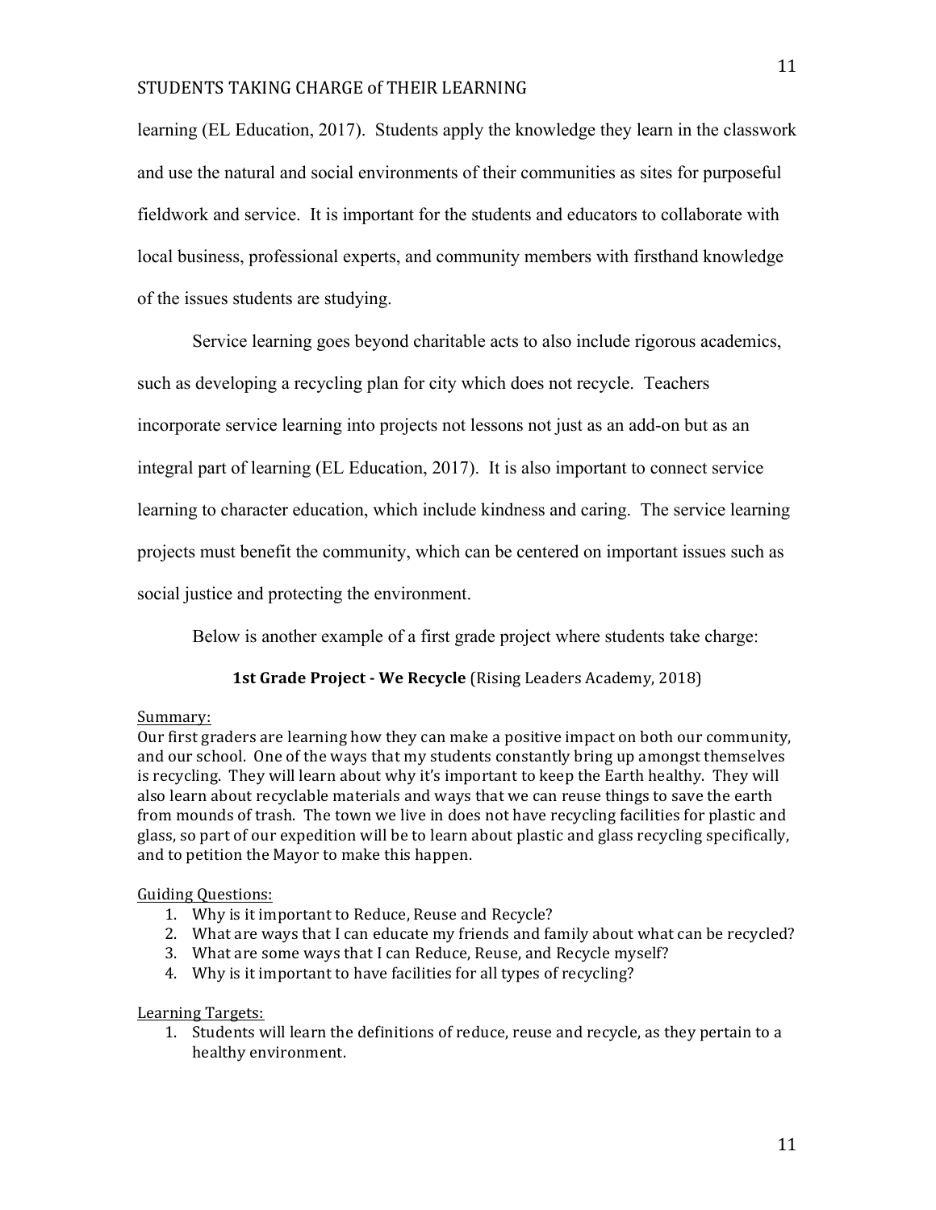learning (EL Education, 2017). Students apply the knowledge they learn in the classwork and use the natural and social environments of their communities as sites for purposeful fieldwork and service. It is important for the students and educators to collaborate with local business, professional experts, and community members with firsthand knowledge of the issues students are studying.

Service learning goes beyond charitable acts to also include rigorous academics, such as developing a recycling plan for city which does not recycle. Teachers incorporate service learning into projects not lessons not just as an add-on but as an integral part of learning (EL Education, 2017). It is also important to connect service learning to character education, which include kindness and caring. The service learning projects must benefit the community, which can be centered on important issues such as social justice and protecting the environment.

Below is another example of a first grade project where students take charge:

**1st Grade Project - We Recycle** (Rising Leaders Academy, 2018)

Summary:
Our first graders are learning how they can make a positive impact on both our community, and our school. One of the ways that my students constantly bring up amongst themselves is recycling. They will learn about why it's important to keep the Earth healthy. They will also learn about recyclable materials and ways that we can reuse things to save the earth from mounds of trash. The town we live in does not have recycling facilities for plastic and glass, so part of our expedition will be to learn about plastic and glass recycling specifically, and to petition the Mayor to make this happen.

Guiding Questions:

1. Why is it important to Reduce, Reuse and Recycle?
2. What are ways that I can educate my friends and family about what can be recycled?
3. What are some ways that I can Reduce, Reuse, and Recycle myself?
4. Why is it important to have facilities for all types of recycling?

Learning Targets:

1. Students will learn the definitions of reduce, reuse and recycle, as they pertain to a healthy environment.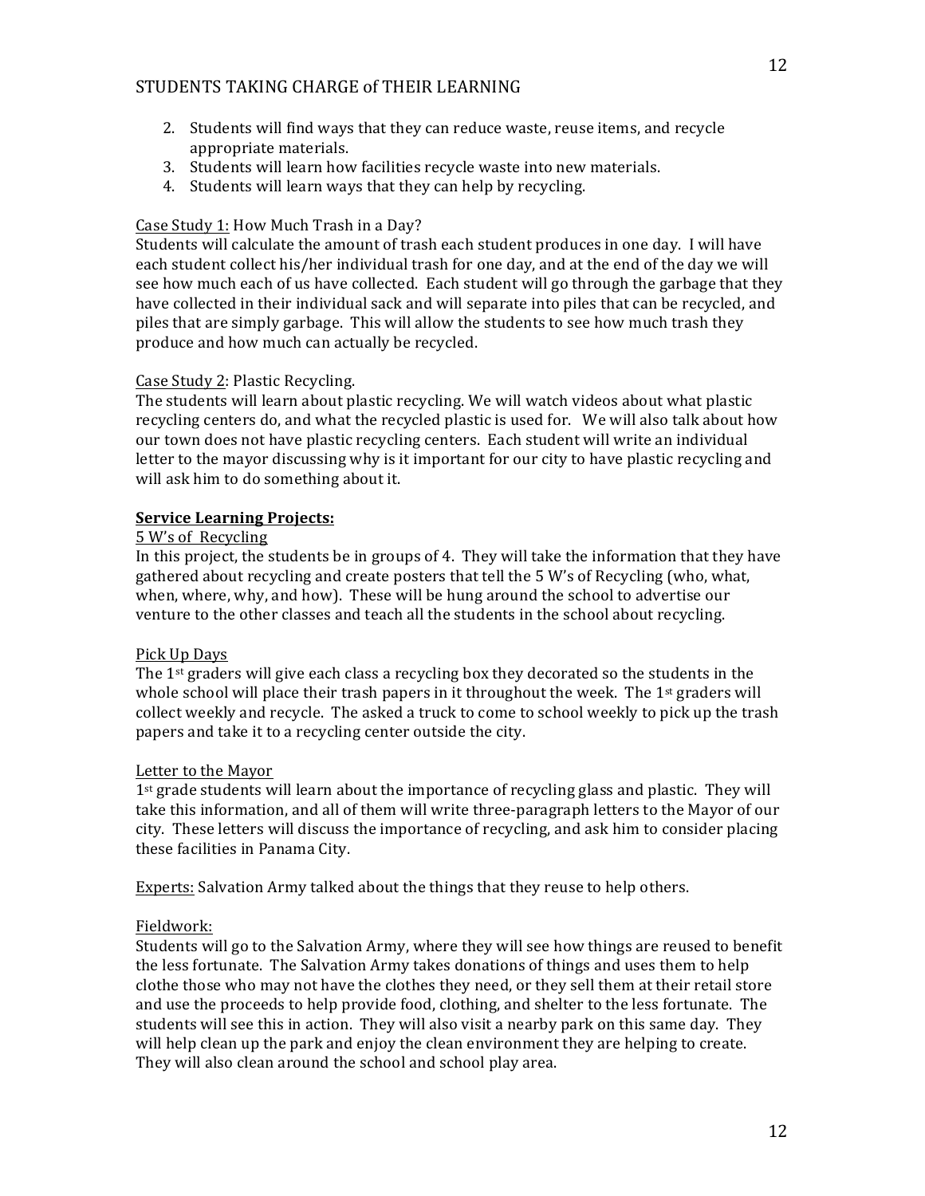2. Students will find ways that they can reduce waste, reuse items, and recycle appropriate materials.
3. Students will learn how facilities recycle waste into new materials.
4. Students will learn ways that they can help by recycling.

Case Study 1: How Much Trash in a Day?
Students will calculate the amount of trash each student produces in one day. I will have each student collect his/her individual trash for one day, and at the end of the day we will see how much each of us have collected. Each student will go through the garbage that they have collected in their individual sack and will separate into piles that can be recycled, and piles that are simply garbage. This will allow the students to see how much trash they produce and how much can actually be recycled.

Case Study 2: Plastic Recycling.
The students will learn about plastic recycling. We will watch videos about what plastic recycling centers do, and what the recycled plastic is used for. We will also talk about how our town does not have plastic recycling centers. Each student will write an individual letter to the mayor discussing why is it important for our city to have plastic recycling and will ask him to do something about it.

**Service Learning Projects:**

5 W's of Recycling
In this project, the students be in groups of 4. They will take the information that they have gathered about recycling and create posters that tell the 5 W's of Recycling (who, what, when, where, why, and how). These will be hung around the school to advertise our venture to the other classes and teach all the students in the school about recycling.

Pick Up Days
The 1st graders will give each class a recycling box they decorated so the students in the whole school will place their trash papers in it throughout the week. The 1st graders will collect weekly and recycle. The asked a truck to come to school weekly to pick up the trash papers and take it to a recycling center outside the city.

Letter to the Mayor
1st grade students will learn about the importance of recycling glass and plastic. They will take this information, and all of them will write three-paragraph letters to the Mayor of our city. These letters will discuss the importance of recycling, and ask him to consider placing these facilities in Panama City.

Experts: Salvation Army talked about the things that they reuse to help others.

Fieldwork:
Students will go to the Salvation Army, where they will see how things are reused to benefit the less fortunate. The Salvation Army takes donations of things and uses them to help clothe those who may not have the clothes they need, or they sell them at their retail store and use the proceeds to help provide food, clothing, and shelter to the less fortunate. The students will see this in action. They will also visit a nearby park on this same day. They will help clean up the park and enjoy the clean environment they are helping to create. They will also clean around the school and school play area.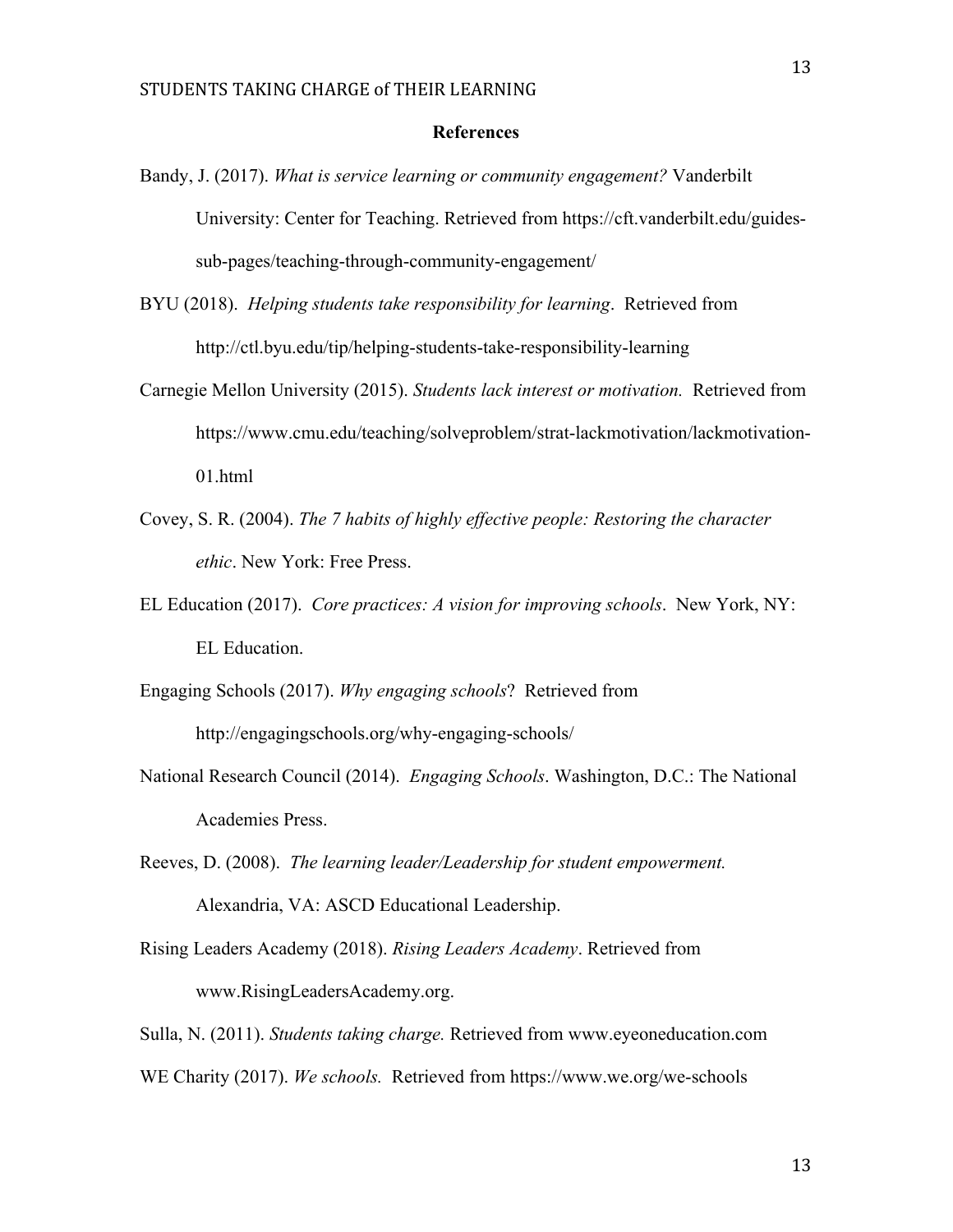# References

Bandy, J. (2017). *What is service learning or community engagement?* Vanderbilt University: Center for Teaching. Retrieved from https://cft.vanderbilt.edu/guides-sub-pages/teaching-through-community-engagement/

BYU (2018). *Helping students take responsibility for learning*. Retrieved from http://ctl.byu.edu/tip/helping-students-take-responsibility-learning

Carnegie Mellon University (2015). *Students lack interest or motivation.* Retrieved from https://www.cmu.edu/teaching/solveproblem/strat-lackmotivation/lackmotivation-01.html

Covey, S. R. (2004). *The 7 habits of highly effective people: Restoring the character ethic*. New York: Free Press.

EL Education (2017). *Core practices: A vision for improving schools*. New York, NY: EL Education.

Engaging Schools (2017). *Why engaging schools*? Retrieved from http://engagingschools.org/why-engaging-schools/

National Research Council (2014). *Engaging Schools*. Washington, D.C.: The National Academies Press.

Reeves, D. (2008). *The learning leader/Leadership for student empowerment.* Alexandria, VA: ASCD Educational Leadership.

Rising Leaders Academy (2018). *Rising Leaders Academy*. Retrieved from www.RisingLeadersAcademy.org.

Sulla, N. (2011). *Students taking charge.* Retrieved from www.eyeoneducation.com

WE Charity (2017). *We schools.* Retrieved from https://www.we.org/we-schools